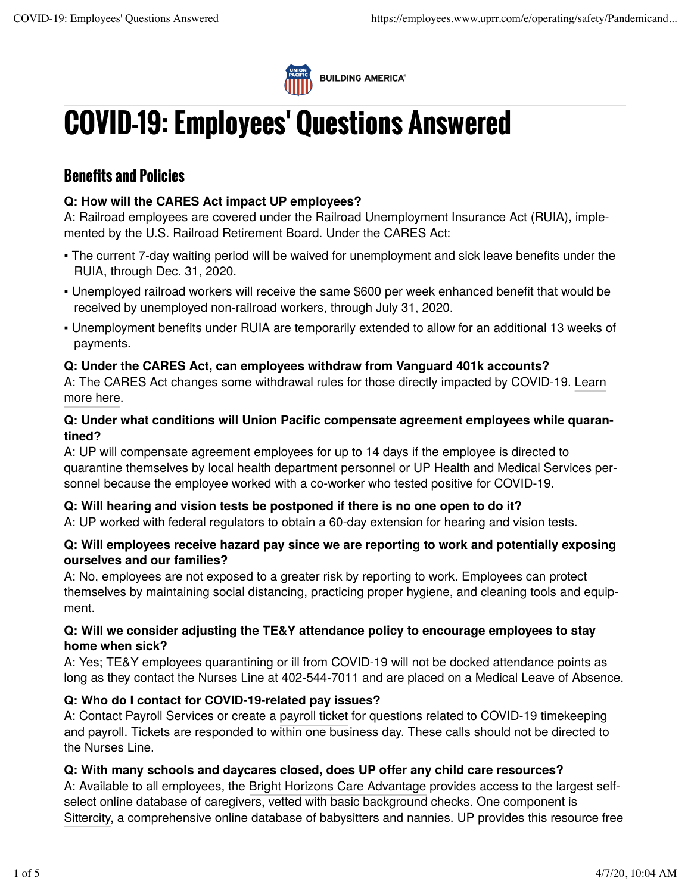# COVID-19: Employees' Questions Answered

## Benefits and Policies

**Q: How will the CARES Act impact UP employees?**

A: Railroad employees are covered under the Railroad Unemployment Insurance Act (RUIA), implemented by the U.S. Railroad Retirement Board. Under the CARES Act:

- The current 7-day waiting period will be waived for unemployment and sick leave benefits under the RUIA, through Dec. 31, 2020.
- Unemployed railroad workers will receive the same $600 per week enhanced benefit that would be received by unemployed non-railroad workers, through July 31, 2020.
- Unemployment benefits under RUIA are temporarily extended to allow for an additional 13 weeks of payments.

**Q: Under the CARES Act, can employees withdraw from Vanguard 401k accounts?**

A: The CARES Act changes some withdrawal rules for those directly impacted by COVID-19. Learn more here.

**Q: Under what conditions will Union Pacific compensate agreement employees while quarantined?**

A: UP will compensate agreement employees for up to 14 days if the employee is directed to quarantine themselves by local health department personnel or UP Health and Medical Services personnel because the employee worked with a co-worker who tested positive for COVID-19.

**Q: Will hearing and vision tests be postponed if there is no one open to do it?**

A: UP worked with federal regulators to obtain a 60-day extension for hearing and vision tests.

**Q: Will employees receive hazard pay since we are reporting to work and potentially exposing ourselves and our families?**

A: No, employees are not exposed to a greater risk by reporting to work. Employees can protect themselves by maintaining social distancing, practicing proper hygiene, and cleaning tools and equipment.

**Q: Will we consider adjusting the TE&Y attendance policy to encourage employees to stay home when sick?**

A: Yes; TE&Y employees quarantining or ill from COVID-19 will not be docked attendance points as long as they contact the Nurses Line at 402-544-7011 and are placed on a Medical Leave of Absence.

**Q: Who do I contact for COVID-19-related pay issues?**

A: Contact Payroll Services or create a payroll ticket for questions related to COVID-19 timekeeping and payroll. Tickets are responded to within one business day. These calls should not be directed to the Nurses Line.

**Q: With many schools and daycares closed, does UP offer any child care resources?**

A: Available to all employees, the Bright Horizons Care Advantage provides access to the largest self-select online database of caregivers, vetted with basic background checks. One component is Sittercity, a comprehensive online database of babysitters and nannies. UP provides this resource free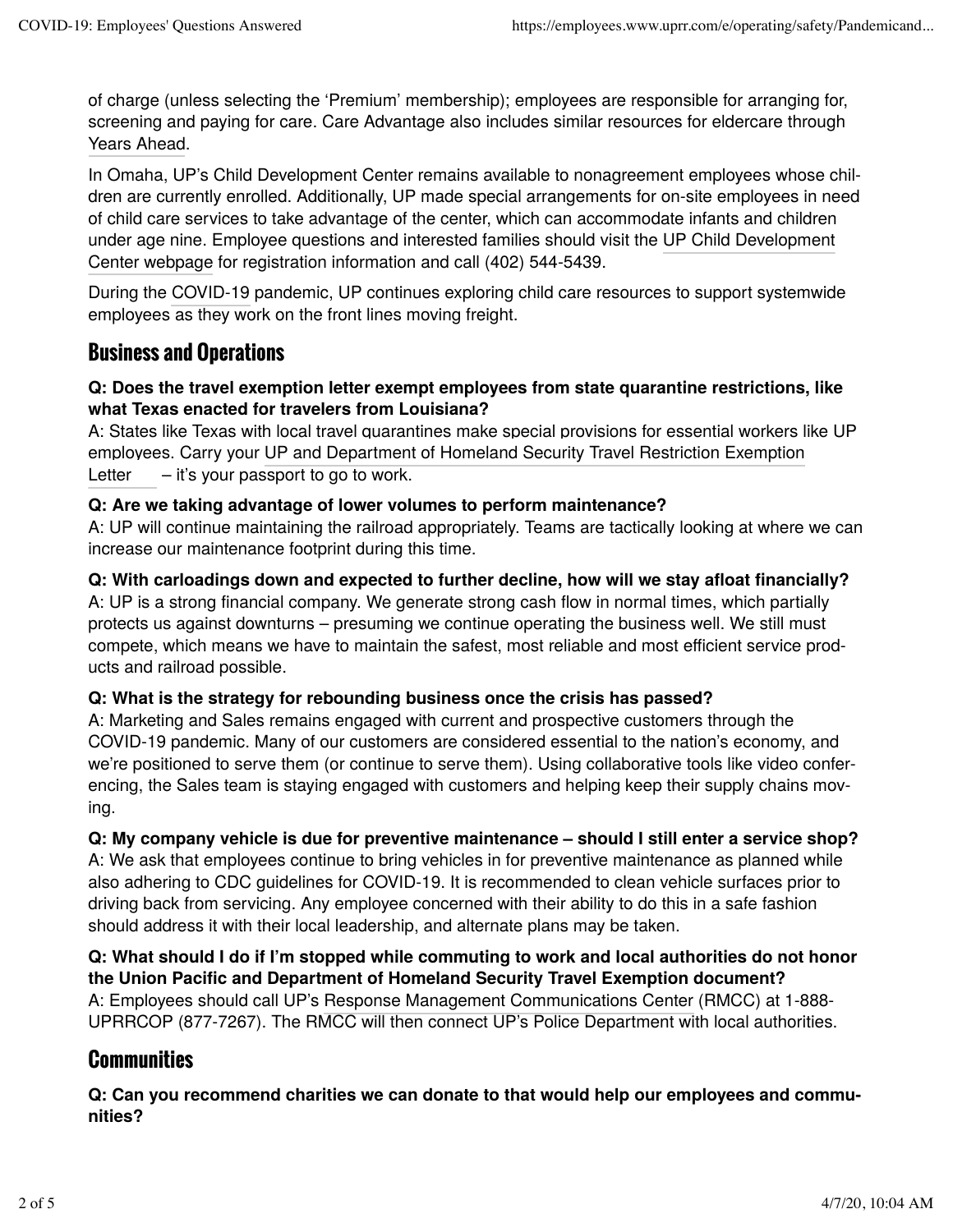of charge (unless selecting the 'Premium' membership); employees are responsible for arranging for, screening and paying for care. Care Advantage also includes similar resources for eldercare through Years Ahead.

In Omaha, UP's Child Development Center remains available to nonagreement employees whose children are currently enrolled. Additionally, UP made special arrangements for on-site employees in need of child care services to take advantage of the center, which can accommodate infants and children under age nine. Employee questions and interested families should visit the UP Child Development Center webpage for registration information and call (402) 544-5439.

During the COVID-19 pandemic, UP continues exploring child care resources to support systemwide employees as they work on the front lines moving freight.

## Business and Operations

**Q: Does the travel exemption letter exempt employees from state quarantine restrictions, like what Texas enacted for travelers from Louisiana?**
A: States like Texas with local travel quarantines make special provisions for essential workers like UP employees. Carry your UP and Department of Homeland Security Travel Restriction Exemption Letter – it's your passport to go to work.

**Q: Are we taking advantage of lower volumes to perform maintenance?**
A: UP will continue maintaining the railroad appropriately. Teams are tactically looking at where we can increase our maintenance footprint during this time.

**Q: With carloadings down and expected to further decline, how will we stay afloat financially?**
A: UP is a strong financial company. We generate strong cash flow in normal times, which partially protects us against downturns – presuming we continue operating the business well. We still must compete, which means we have to maintain the safest, most reliable and most efficient service products and railroad possible.

**Q: What is the strategy for rebounding business once the crisis has passed?**
A: Marketing and Sales remains engaged with current and prospective customers through the COVID-19 pandemic. Many of our customers are considered essential to the nation's economy, and we're positioned to serve them (or continue to serve them). Using collaborative tools like video conferencing, the Sales team is staying engaged with customers and helping keep their supply chains moving.

**Q: My company vehicle is due for preventive maintenance – should I still enter a service shop?**
A: We ask that employees continue to bring vehicles in for preventive maintenance as planned while also adhering to CDC guidelines for COVID-19. It is recommended to clean vehicle surfaces prior to driving back from servicing. Any employee concerned with their ability to do this in a safe fashion should address it with their local leadership, and alternate plans may be taken.

**Q: What should I do if I'm stopped while commuting to work and local authorities do not honor the Union Pacific and Department of Homeland Security Travel Exemption document?**
A: Employees should call UP's Response Management Communications Center (RMCC) at 1-888-UPRRCOP (877-7267). The RMCC will then connect UP's Police Department with local authorities.

## Communities

**Q: Can you recommend charities we can donate to that would help our employees and communities?**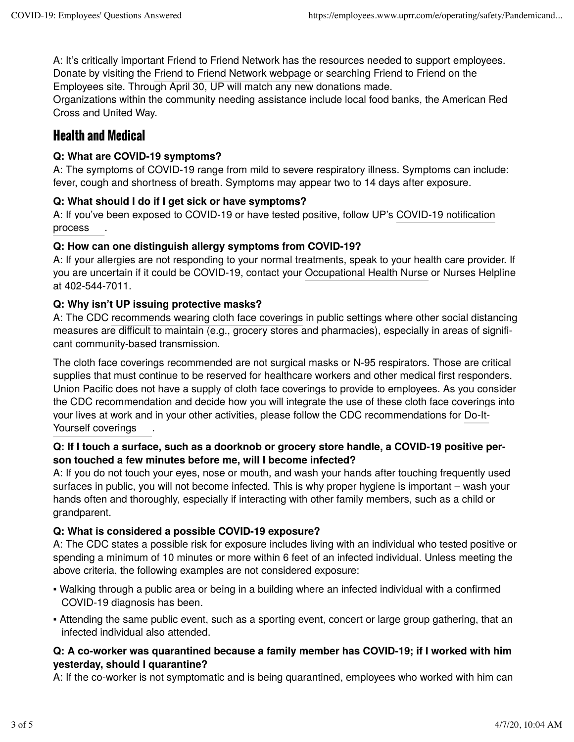A: It's critically important Friend to Friend Network has the resources needed to support employees. Donate by visiting the Friend to Friend Network webpage or searching Friend to Friend on the Employees site. Through April 30, UP will match any new donations made.
Organizations within the community needing assistance include local food banks, the American Red Cross and United Way.

## Health and Medical

**Q: What are COVID-19 symptoms?**
A: The symptoms of COVID-19 range from mild to severe respiratory illness. Symptoms can include: fever, cough and shortness of breath. Symptoms may appear two to 14 days after exposure.

**Q: What should I do if I get sick or have symptoms?**
A: If you've been exposed to COVID-19 or have tested positive, follow UP's COVID-19 notification process.

**Q: How can one distinguish allergy symptoms from COVID-19?**
A: If your allergies are not responding to your normal treatments, speak to your health care provider. If you are uncertain if it could be COVID-19, contact your Occupational Health Nurse or Nurses Helpline at 402-544-7011.

**Q: Why isn't UP issuing protective masks?**
A: The CDC recommends wearing cloth face coverings in public settings where other social distancing measures are difficult to maintain (e.g., grocery stores and pharmacies), especially in areas of significant community-based transmission.

The cloth face coverings recommended are not surgical masks or N-95 respirators. Those are critical supplies that must continue to be reserved for healthcare workers and other medical first responders. Union Pacific does not have a supply of cloth face coverings to provide to employees. As you consider the CDC recommendation and decide how you will integrate the use of these cloth face coverings into your lives at work and in your other activities, please follow the CDC recommendations for Do-It-Yourself coverings.

**Q: If I touch a surface, such as a doorknob or grocery store handle, a COVID-19 positive person touched a few minutes before me, will I become infected?**
A: If you do not touch your eyes, nose or mouth, and wash your hands after touching frequently used surfaces in public, you will not become infected. This is why proper hygiene is important – wash your hands often and thoroughly, especially if interacting with other family members, such as a child or grandparent.

**Q: What is considered a possible COVID-19 exposure?**
A: The CDC states a possible risk for exposure includes living with an individual who tested positive or spending a minimum of 10 minutes or more within 6 feet of an infected individual. Unless meeting the above criteria, the following examples are not considered exposure:

- Walking through a public area or being in a building where an infected individual with a confirmed COVID-19 diagnosis has been.
- Attending the same public event, such as a sporting event, concert or large group gathering, that an infected individual also attended.

**Q: A co-worker was quarantined because a family member has COVID-19; if I worked with him yesterday, should I quarantine?**
A: If the co-worker is not symptomatic and is being quarantined, employees who worked with him can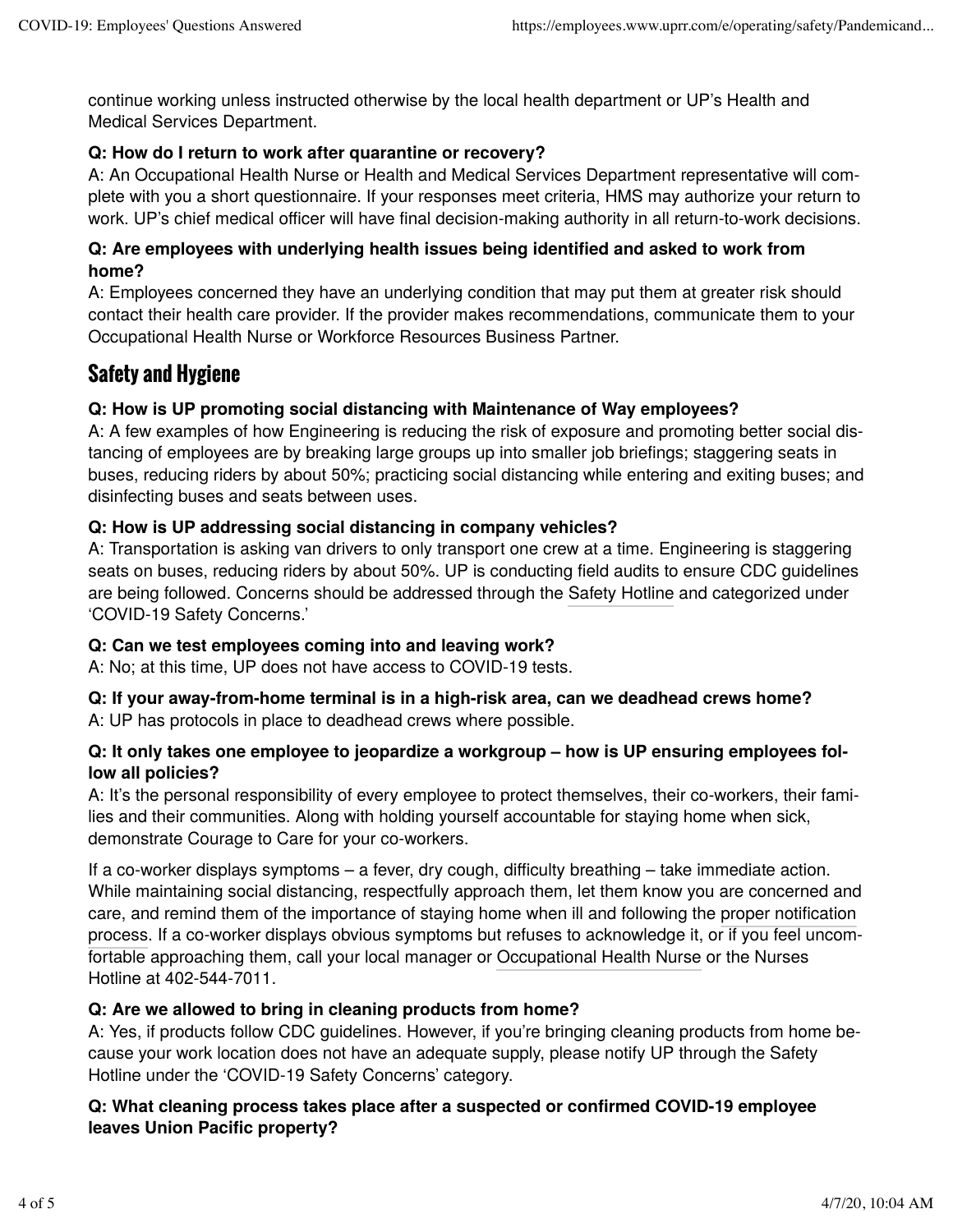continue working unless instructed otherwise by the local health department or UP's Health and Medical Services Department.

**Q: How do I return to work after quarantine or recovery?**

A: An Occupational Health Nurse or Health and Medical Services Department representative will complete with you a short questionnaire. If your responses meet criteria, HMS may authorize your return to work. UP's chief medical officer will have final decision-making authority in all return-to-work decisions.

**Q: Are employees with underlying health issues being identified and asked to work from home?**

A: Employees concerned they have an underlying condition that may put them at greater risk should contact their health care provider. If the provider makes recommendations, communicate them to your Occupational Health Nurse or Workforce Resources Business Partner.

## Safety and Hygiene

**Q: How is UP promoting social distancing with Maintenance of Way employees?**

A: A few examples of how Engineering is reducing the risk of exposure and promoting better social distancing of employees are by breaking large groups up into smaller job briefings; staggering seats in buses, reducing riders by about 50%; practicing social distancing while entering and exiting buses; and disinfecting buses and seats between uses.

**Q: How is UP addressing social distancing in company vehicles?**

A: Transportation is asking van drivers to only transport one crew at a time. Engineering is staggering seats on buses, reducing riders by about 50%. UP is conducting field audits to ensure CDC guidelines are being followed. Concerns should be addressed through the Safety Hotline and categorized under 'COVID-19 Safety Concerns.'

**Q: Can we test employees coming into and leaving work?**

A: No; at this time, UP does not have access to COVID-19 tests.

**Q: If your away-from-home terminal is in a high-risk area, can we deadhead crews home?**

A: UP has protocols in place to deadhead crews where possible.

**Q: It only takes one employee to jeopardize a workgroup – how is UP ensuring employees follow all policies?**

A: It's the personal responsibility of every employee to protect themselves, their co-workers, their families and their communities. Along with holding yourself accountable for staying home when sick, demonstrate Courage to Care for your co-workers.

If a co-worker displays symptoms – a fever, dry cough, difficulty breathing – take immediate action. While maintaining social distancing, respectfully approach them, let them know you are concerned and care, and remind them of the importance of staying home when ill and following the proper notification process. If a co-worker displays obvious symptoms but refuses to acknowledge it, or if you feel uncomfortable approaching them, call your local manager or Occupational Health Nurse or the Nurses Hotline at 402-544-7011.

**Q: Are we allowed to bring in cleaning products from home?**

A: Yes, if products follow CDC guidelines. However, if you're bringing cleaning products from home because your work location does not have an adequate supply, please notify UP through the Safety Hotline under the 'COVID-19 Safety Concerns' category.

**Q: What cleaning process takes place after a suspected or confirmed COVID-19 employee leaves Union Pacific property?**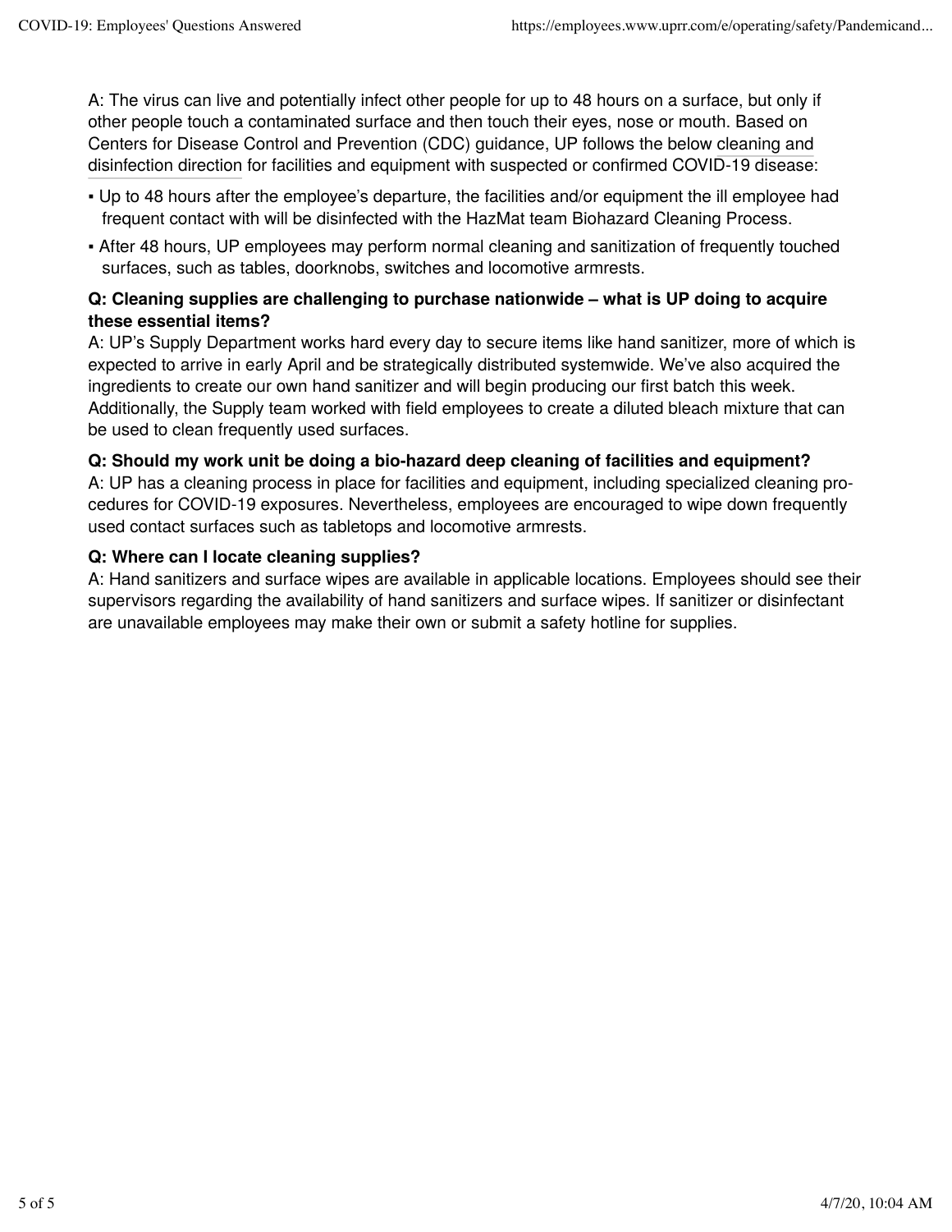A: The virus can live and potentially infect other people for up to 48 hours on a surface, but only if other people touch a contaminated surface and then touch their eyes, nose or mouth. Based on Centers for Disease Control and Prevention (CDC) guidance, UP follows the below cleaning and disinfection direction for facilities and equipment with suspected or confirmed COVID-19 disease:

- Up to 48 hours after the employee's departure, the facilities and/or equipment the ill employee had frequent contact with will be disinfected with the HazMat team Biohazard Cleaning Process.
- After 48 hours, UP employees may perform normal cleaning and sanitization of frequently touched surfaces, such as tables, doorknobs, switches and locomotive armrests.

**Q: Cleaning supplies are challenging to purchase nationwide – what is UP doing to acquire these essential items?**
A: UP's Supply Department works hard every day to secure items like hand sanitizer, more of which is expected to arrive in early April and be strategically distributed systemwide. We've also acquired the ingredients to create our own hand sanitizer and will begin producing our first batch this week. Additionally, the Supply team worked with field employees to create a diluted bleach mixture that can be used to clean frequently used surfaces.

**Q: Should my work unit be doing a bio-hazard deep cleaning of facilities and equipment?**
A: UP has a cleaning process in place for facilities and equipment, including specialized cleaning procedures for COVID-19 exposures. Nevertheless, employees are encouraged to wipe down frequently used contact surfaces such as tabletops and locomotive armrests.

**Q: Where can I locate cleaning supplies?**
A: Hand sanitizers and surface wipes are available in applicable locations. Employees should see their supervisors regarding the availability of hand sanitizers and surface wipes. If sanitizer or disinfectant are unavailable employees may make their own or submit a safety hotline for supplies.